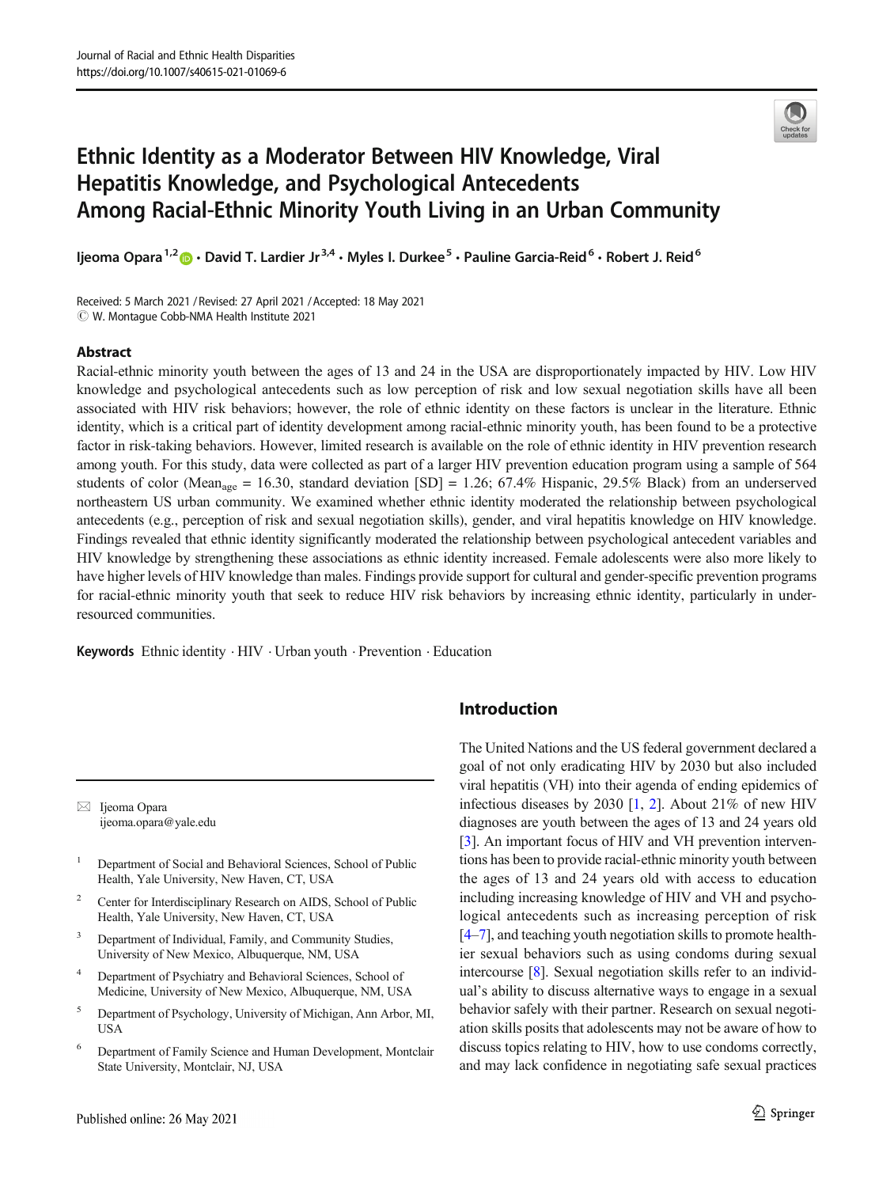# Ethnic Identity as a Moderator Between HIV Knowledge, Viral Hepatitis Knowledge, and Psychological Antecedents Among Racial-Ethnic Minority Youth Living in an Urban Community

Ijeoma Opara [1,2] · David T. Lardier Jr [3,4] · Myles I. Durkee [5] · Pauline Garcia-Reid [6] · Robert J. Reid [6]

Received: 5 March 2021 / Revised: 27 April 2021 / Accepted: 18 May 2021
© W. Montague Cobb-NMA Health Institute 2021

## Abstract

Racial-ethnic minority youth between the ages of 13 and 24 in the USA are disproportionately impacted by HIV. Low HIV knowledge and psychological antecedents such as low perception of risk and low sexual negotiation skills have all been associated with HIV risk behaviors; however, the role of ethnic identity on these factors is unclear in the literature. Ethnic identity, which is a critical part of identity development among racial-ethnic minority youth, has been found to be a protective factor in risk-taking behaviors. However, limited research is available on the role of ethnic identity in HIV prevention research among youth. For this study, data were collected as part of a larger HIV prevention education program using a sample of 564 students of color (Mean$_{age}$ = 16.30, standard deviation [SD] = 1.26; 67.4% Hispanic, 29.5% Black) from an underserved northeastern US urban community. We examined whether ethnic identity moderated the relationship between psychological antecedents (e.g., perception of risk and sexual negotiation skills), gender, and viral hepatitis knowledge on HIV knowledge. Findings revealed that ethnic identity significantly moderated the relationship between psychological antecedent variables and HIV knowledge by strengthening these associations as ethnic identity increased. Female adolescents were also more likely to have higher levels of HIV knowledge than males. Findings provide support for cultural and gender-specific prevention programs for racial-ethnic minority youth that seek to reduce HIV risk behaviors by increasing ethnic identity, particularly in under-resourced communities.

**Keywords** Ethnic identity · HIV · Urban youth · Prevention · Education

## Introduction

The United Nations and the US federal government declared a goal of not only eradicating HIV by 2030 but also included viral hepatitis (VH) into their agenda of ending epidemics of infectious diseases by 2030 [1, 2]. About 21% of new HIV diagnoses are youth between the ages of 13 and 24 years old [3]. An important focus of HIV and VH prevention interventions has been to provide racial-ethnic minority youth between the ages of 13 and 24 years old with access to education including increasing knowledge of HIV and VH and psychological antecedents such as increasing perception of risk [4–7], and teaching youth negotiation skills to promote healthier sexual behaviors such as using condoms during sexual intercourse [8]. Sexual negotiation skills refer to an individual's ability to discuss alternative ways to engage in a sexual behavior safely with their partner. Research on sexual negotiation skills posits that adolescents may not be aware of how to discuss topics relating to HIV, how to use condoms correctly, and may lack confidence in negotiating safe sexual practices

---

✉ Ijeoma Opara
ijeoma.opara@yale.edu

[1] Department of Social and Behavioral Sciences, School of Public Health, Yale University, New Haven, CT, USA

[2] Center for Interdisciplinary Research on AIDS, School of Public Health, Yale University, New Haven, CT, USA

[3] Department of Individual, Family, and Community Studies, University of New Mexico, Albuquerque, NM, USA

[4] Department of Psychiatry and Behavioral Sciences, School of Medicine, University of New Mexico, Albuquerque, NM, USA

[5] Department of Psychology, University of Michigan, Ann Arbor, MI, USA

[6] Department of Family Science and Human Development, Montclair State University, Montclair, NJ, USA

Published online: 26 May 2021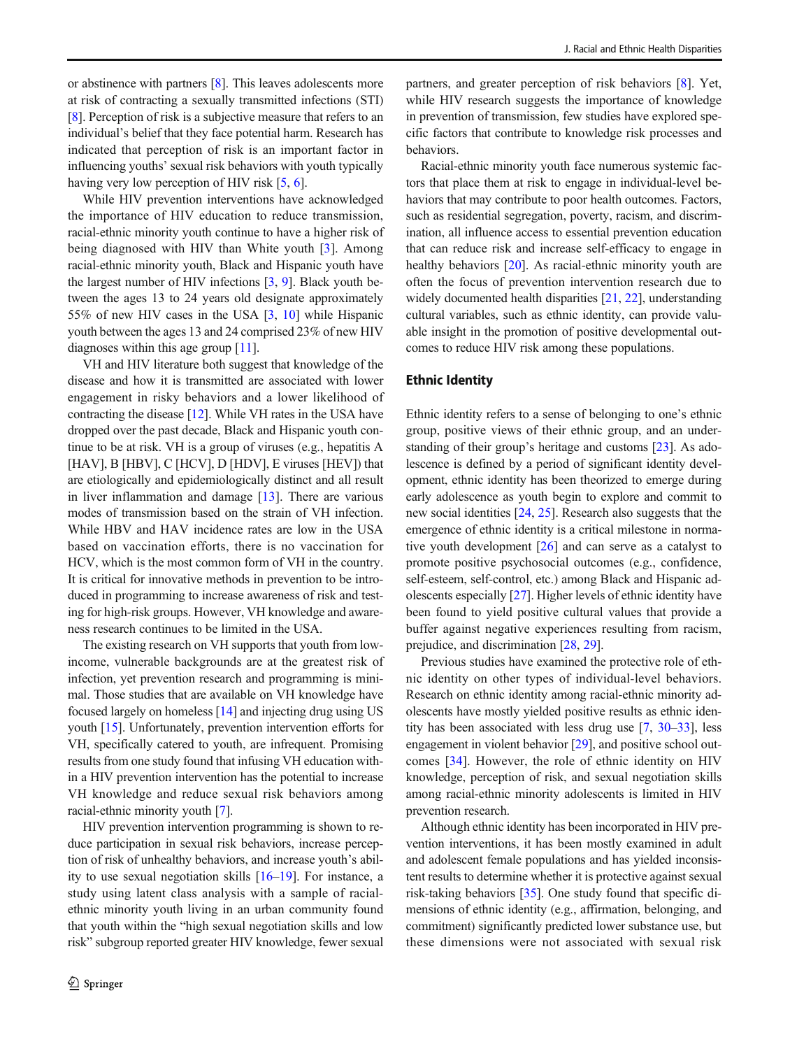or abstinence with partners [8]. This leaves adolescents more at risk of contracting a sexually transmitted infections (STI) [8]. Perception of risk is a subjective measure that refers to an individual's belief that they face potential harm. Research has indicated that perception of risk is an important factor in influencing youths' sexual risk behaviors with youth typically having very low perception of HIV risk [5, 6].

While HIV prevention interventions have acknowledged the importance of HIV education to reduce transmission, racial-ethnic minority youth continue to have a higher risk of being diagnosed with HIV than White youth [3]. Among racial-ethnic minority youth, Black and Hispanic youth have the largest number of HIV infections [3, 9]. Black youth between the ages 13 to 24 years old designate approximately 55% of new HIV cases in the USA [3, 10] while Hispanic youth between the ages 13 and 24 comprised 23% of new HIV diagnoses within this age group [11].

VH and HIV literature both suggest that knowledge of the disease and how it is transmitted are associated with lower engagement in risky behaviors and a lower likelihood of contracting the disease [12]. While VH rates in the USA have dropped over the past decade, Black and Hispanic youth continue to be at risk. VH is a group of viruses (e.g., hepatitis A [HAV], B [HBV], C [HCV], D [HDV], E viruses [HEV]) that are etiologically and epidemiologically distinct and all result in liver inflammation and damage [13]. There are various modes of transmission based on the strain of VH infection. While HBV and HAV incidence rates are low in the USA based on vaccination efforts, there is no vaccination for HCV, which is the most common form of VH in the country. It is critical for innovative methods in prevention to be introduced in programming to increase awareness of risk and testing for high-risk groups. However, VH knowledge and awareness research continues to be limited in the USA.

The existing research on VH supports that youth from low-income, vulnerable backgrounds are at the greatest risk of infection, yet prevention research and programming is minimal. Those studies that are available on VH knowledge have focused largely on homeless [14] and injecting drug using US youth [15]. Unfortunately, prevention intervention efforts for VH, specifically catered to youth, are infrequent. Promising results from one study found that infusing VH education within a HIV prevention intervention has the potential to increase VH knowledge and reduce sexual risk behaviors among racial-ethnic minority youth [7].

HIV prevention intervention programming is shown to reduce participation in sexual risk behaviors, increase perception of risk of unhealthy behaviors, and increase youth's ability to use sexual negotiation skills [16–19]. For instance, a study using latent class analysis with a sample of racial-ethnic minority youth living in an urban community found that youth within the "high sexual negotiation skills and low risk" subgroup reported greater HIV knowledge, fewer sexual partners, and greater perception of risk behaviors [8]. Yet, while HIV research suggests the importance of knowledge in prevention of transmission, few studies have explored specific factors that contribute to knowledge risk processes and behaviors.

Racial-ethnic minority youth face numerous systemic factors that place them at risk to engage in individual-level behaviors that may contribute to poor health outcomes. Factors, such as residential segregation, poverty, racism, and discrimination, all influence access to essential prevention education that can reduce risk and increase self-efficacy to engage in healthy behaviors [20]. As racial-ethnic minority youth are often the focus of prevention intervention research due to widely documented health disparities [21, 22], understanding cultural variables, such as ethnic identity, can provide valuable insight in the promotion of positive developmental outcomes to reduce HIV risk among these populations.

## Ethnic Identity

Ethnic identity refers to a sense of belonging to one's ethnic group, positive views of their ethnic group, and an understanding of their group's heritage and customs [23]. As adolescence is defined by a period of significant identity development, ethnic identity has been theorized to emerge during early adolescence as youth begin to explore and commit to new social identities [24, 25]. Research also suggests that the emergence of ethnic identity is a critical milestone in normative youth development [26] and can serve as a catalyst to promote positive psychosocial outcomes (e.g., confidence, self-esteem, self-control, etc.) among Black and Hispanic adolescents especially [27]. Higher levels of ethnic identity have been found to yield positive cultural values that provide a buffer against negative experiences resulting from racism, prejudice, and discrimination [28, 29].

Previous studies have examined the protective role of ethnic identity on other types of individual-level behaviors. Research on ethnic identity among racial-ethnic minority adolescents have mostly yielded positive results as ethnic identity has been associated with less drug use [7, 30–33], less engagement in violent behavior [29], and positive school outcomes [34]. However, the role of ethnic identity on HIV knowledge, perception of risk, and sexual negotiation skills among racial-ethnic minority adolescents is limited in HIV prevention research.

Although ethnic identity has been incorporated in HIV prevention interventions, it has been mostly examined in adult and adolescent female populations and has yielded inconsistent results to determine whether it is protective against sexual risk-taking behaviors [35]. One study found that specific dimensions of ethnic identity (e.g., affirmation, belonging, and commitment) significantly predicted lower substance use, but these dimensions were not associated with sexual risk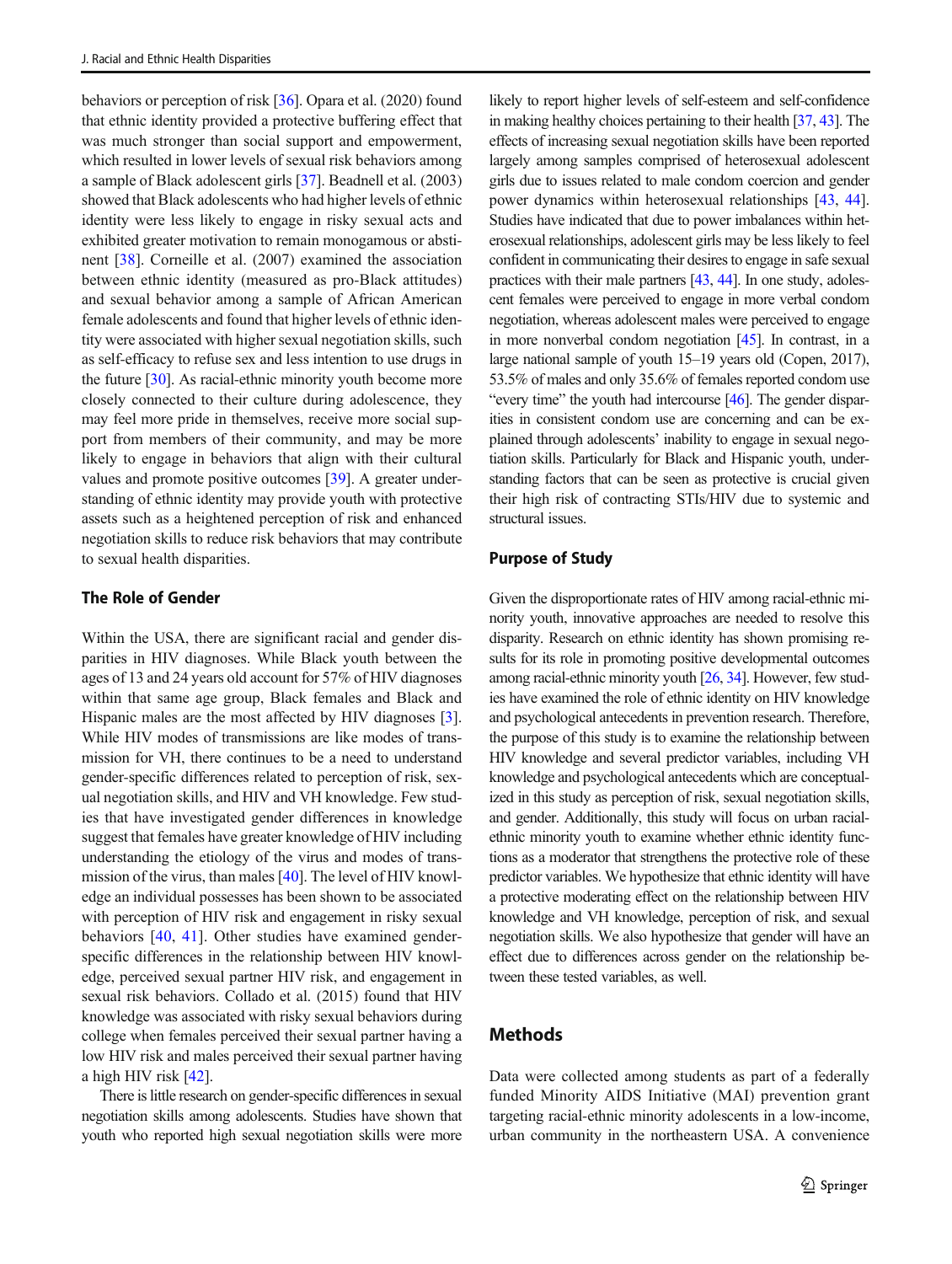behaviors or perception of risk [36]. Opara et al. (2020) found that ethnic identity provided a protective buffering effect that was much stronger than social support and empowerment, which resulted in lower levels of sexual risk behaviors among a sample of Black adolescent girls [37]. Beadnell et al. (2003) showed that Black adolescents who had higher levels of ethnic identity were less likely to engage in risky sexual acts and exhibited greater motivation to remain monogamous or abstinent [38]. Corneille et al. (2007) examined the association between ethnic identity (measured as pro-Black attitudes) and sexual behavior among a sample of African American female adolescents and found that higher levels of ethnic identity were associated with higher sexual negotiation skills, such as self-efficacy to refuse sex and less intention to use drugs in the future [30]. As racial-ethnic minority youth become more closely connected to their culture during adolescence, they may feel more pride in themselves, receive more social support from members of their community, and may be more likely to engage in behaviors that align with their cultural values and promote positive outcomes [39]. A greater understanding of ethnic identity may provide youth with protective assets such as a heightened perception of risk and enhanced negotiation skills to reduce risk behaviors that may contribute to sexual health disparities.

### The Role of Gender

Within the USA, there are significant racial and gender disparities in HIV diagnoses. While Black youth between the ages of 13 and 24 years old account for 57% of HIV diagnoses within that same age group, Black females and Black and Hispanic males are the most affected by HIV diagnoses [3]. While HIV modes of transmissions are like modes of transmission for VH, there continues to be a need to understand gender-specific differences related to perception of risk, sexual negotiation skills, and HIV and VH knowledge. Few studies that have investigated gender differences in knowledge suggest that females have greater knowledge of HIV including understanding the etiology of the virus and modes of transmission of the virus, than males [40]. The level of HIV knowledge an individual possesses has been shown to be associated with perception of HIV risk and engagement in risky sexual behaviors [40, 41]. Other studies have examined gender-specific differences in the relationship between HIV knowledge, perceived sexual partner HIV risk, and engagement in sexual risk behaviors. Collado et al. (2015) found that HIV knowledge was associated with risky sexual behaviors during college when females perceived their sexual partner having a low HIV risk and males perceived their sexual partner having a high HIV risk [42].

There is little research on gender-specific differences in sexual negotiation skills among adolescents. Studies have shown that youth who reported high sexual negotiation skills were more likely to report higher levels of self-esteem and self-confidence in making healthy choices pertaining to their health [37, 43]. The effects of increasing sexual negotiation skills have been reported largely among samples comprised of heterosexual adolescent girls due to issues related to male condom coercion and gender power dynamics within heterosexual relationships [43, 44]. Studies have indicated that due to power imbalances within heterosexual relationships, adolescent girls may be less likely to feel confident in communicating their desires to engage in safe sexual practices with their male partners [43, 44]. In one study, adolescent females were perceived to engage in more verbal condom negotiation, whereas adolescent males were perceived to engage in more nonverbal condom negotiation [45]. In contrast, in a large national sample of youth 15–19 years old (Copen, 2017), 53.5% of males and only 35.6% of females reported condom use "every time" the youth had intercourse [46]. The gender disparities in consistent condom use are concerning and can be explained through adolescents' inability to engage in sexual negotiation skills. Particularly for Black and Hispanic youth, understanding factors that can be seen as protective is crucial given their high risk of contracting STIs/HIV due to systemic and structural issues.

### Purpose of Study

Given the disproportionate rates of HIV among racial-ethnic minority youth, innovative approaches are needed to resolve this disparity. Research on ethnic identity has shown promising results for its role in promoting positive developmental outcomes among racial-ethnic minority youth [26, 34]. However, few studies have examined the role of ethnic identity on HIV knowledge and psychological antecedents in prevention research. Therefore, the purpose of this study is to examine the relationship between HIV knowledge and several predictor variables, including VH knowledge and psychological antecedents which are conceptualized in this study as perception of risk, sexual negotiation skills, and gender. Additionally, this study will focus on urban racial-ethnic minority youth to examine whether ethnic identity functions as a moderator that strengthens the protective role of these predictor variables. We hypothesize that ethnic identity will have a protective moderating effect on the relationship between HIV knowledge and VH knowledge, perception of risk, and sexual negotiation skills. We also hypothesize that gender will have an effect due to differences across gender on the relationship between these tested variables, as well.

## Methods

Data were collected among students as part of a federally funded Minority AIDS Initiative (MAI) prevention grant targeting racial-ethnic minority adolescents in a low-income, urban community in the northeastern USA. A convenience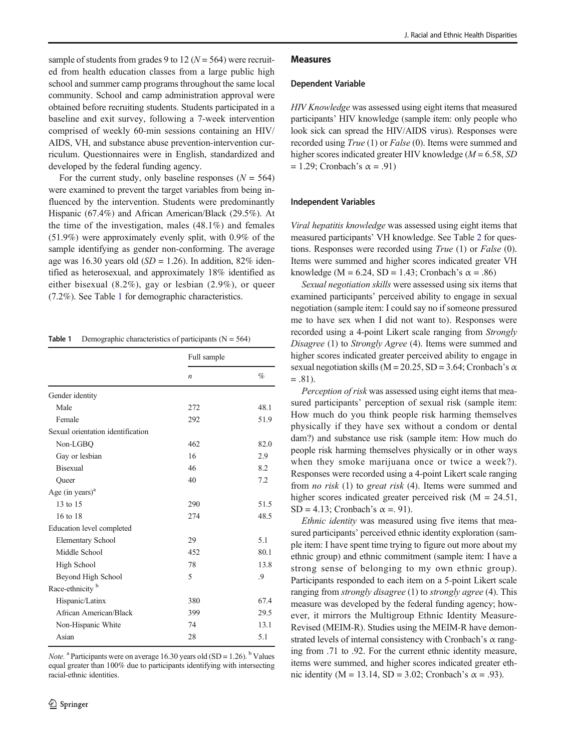sample of students from grades 9 to 12 ($N$ = 564) were recruited from health education classes from a large public high school and summer camp programs throughout the same local community. School and camp administration approval were obtained before recruiting students. Students participated in a baseline and exit survey, following a 7-week intervention comprised of weekly 60-min sessions containing an HIV/AIDS, VH, and substance abuse prevention-intervention curriculum. Questionnaires were in English, standardized and developed by the federal funding agency.

For the current study, only baseline responses ($N$ = 564) were examined to prevent the target variables from being influenced by the intervention. Students were predominantly Hispanic (67.4%) and African American/Black (29.5%). At the time of the investigation, males (48.1%) and females (51.9%) were approximately evenly split, with 0.9% of the sample identifying as gender non-conforming. The average age was 16.30 years old ($SD$ = 1.26). In addition, 82% identified as heterosexual, and approximately 18% identified as either bisexual (8.2%), gay or lesbian (2.9%), or queer (7.2%). See Table 1 for demographic characteristics.

**Table 1** Demographic characteristics of participants (N = 564)

| | Full sample | |
|---|---|---|
| | *n* | % |
| Gender identity | | |
| Male | 272 | 48.1 |
| Female | 292 | 51.9 |
| Sexual orientation identification | | |
| Non-LGBQ | 462 | 82.0 |
| Gay or lesbian | 16 | 2.9 |
| Bisexual | 46 | 8.2 |
| Queer | 40 | 7.2 |
| Age (in years)[a] | | |
| 13 to 15 | 290 | 51.5 |
| 16 to 18 | 274 | 48.5 |
| Education level completed | | |
| Elementary School | 29 | 5.1 |
| Middle School | 452 | 80.1 |
| High School | 78 | 13.8 |
| Beyond High School | 5 | .9 |
| Race-ethnicity [b] | | |
| Hispanic/Latinx | 380 | 67.4 |
| African American/Black | 399 | 29.5 |
| Non-Hispanic White | 74 | 13.1 |
| Asian | 28 | 5.1 |

*Note.* [a] Participants were on average 16.30 years old (SD = 1.26). [b] Values equal greater than 100% due to participants identifying with intersecting racial-ethnic identities.

## Measures

### Dependent Variable

*HIV Knowledge* was assessed using eight items that measured participants' HIV knowledge (sample item: only people who look sick can spread the HIV/AIDS virus). Responses were recorded using *True* (1) or *False* (0). Items were summed and higher scores indicated greater HIV knowledge ($M$ = 6.58, $SD$ = 1.29; Cronbach's α = .91)

### Independent Variables

*Viral hepatitis knowledge* was assessed using eight items that measured participants' VH knowledge. See Table 2 for questions. Responses were recorded using *True* (1) or *False* (0). Items were summed and higher scores indicated greater VH knowledge (M = 6.24, SD = 1.43; Cronbach's α = .86)

*Sexual negotiation skills* were assessed using six items that examined participants' perceived ability to engage in sexual negotiation (sample item: I could say no if someone pressured me to have sex when I did not want to). Responses were recorded using a 4-point Likert scale ranging from *Strongly Disagree* (1) to *Strongly Agree* (4). Items were summed and higher scores indicated greater perceived ability to engage in sexual negotiation skills (M = 20.25, SD = 3.64; Cronbach's α = .81).

*Perception of risk* was assessed using eight items that measured participants' perception of sexual risk (sample item: How much do you think people risk harming themselves physically if they have sex without a condom or dental dam?) and substance use risk (sample item: How much do people risk harming themselves physically or in other ways when they smoke marijuana once or twice a week?). Responses were recorded using a 4-point Likert scale ranging from *no risk* (1) to *great risk* (4). Items were summed and higher scores indicated greater perceived risk (M = 24.51, SD = 4.13; Cronbach's α =. 91).

*Ethnic identity* was measured using five items that measured participants' perceived ethnic identity exploration (sample item: I have spent time trying to figure out more about my ethnic group) and ethnic commitment (sample item: I have a strong sense of belonging to my own ethnic group). Participants responded to each item on a 5-point Likert scale ranging from *strongly disagree* (1) to *strongly agree* (4). This measure was developed by the federal funding agency; however, it mirrors the Multigroup Ethnic Identity Measure-Revised (MEIM-R). Studies using the MEIM-R have demonstrated levels of internal consistency with Cronbach's α ranging from .71 to .92. For the current ethnic identity measure, items were summed, and higher scores indicated greater ethnic identity (M = 13.14, SD = 3.02; Cronbach's α = .93).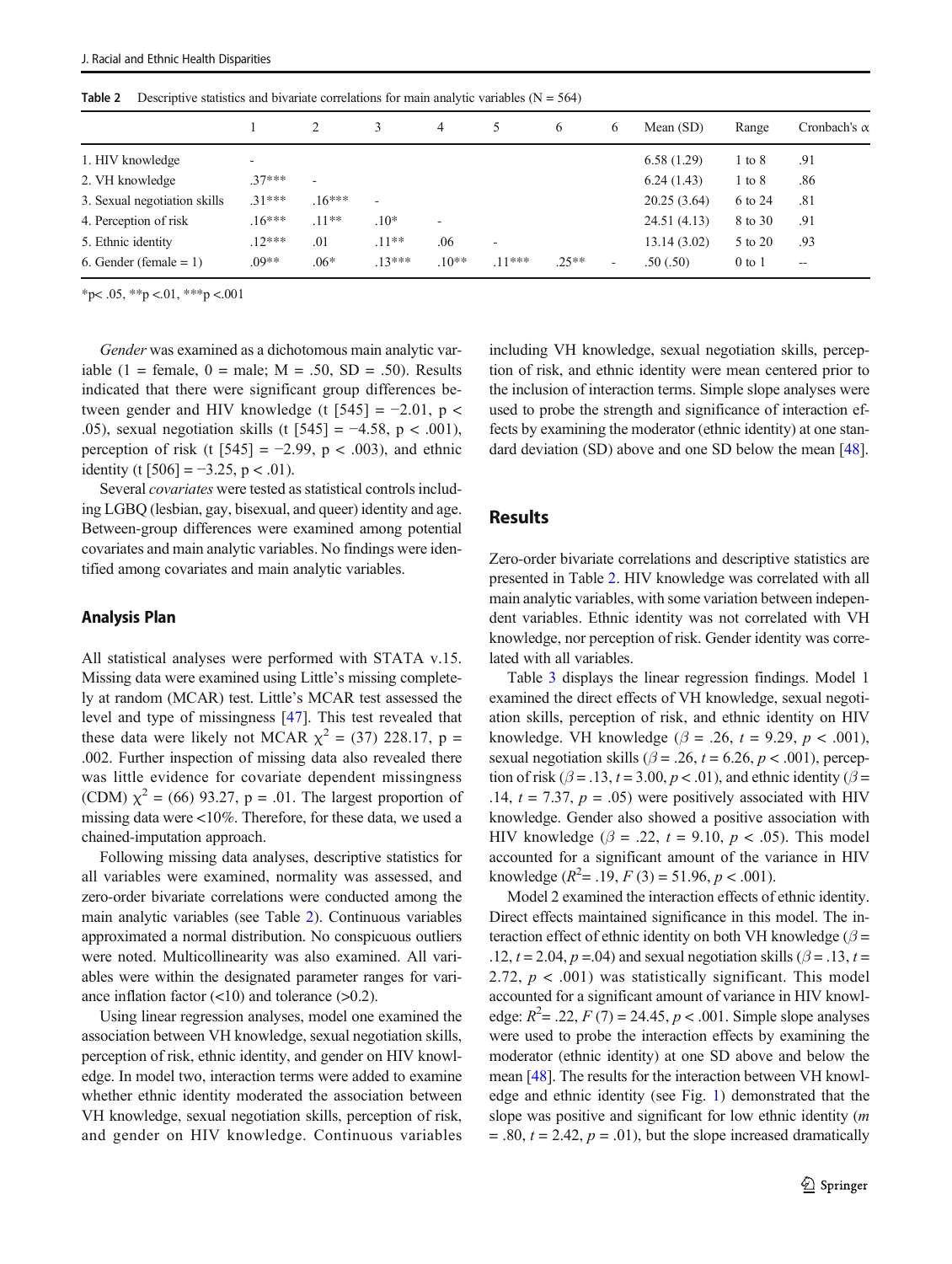**Table 2** Descriptive statistics and bivariate correlations for main analytic variables (N = 564)

| | 1 | 2 | 3 | 4 | 5 | 6 | 6 | Mean (SD) | Range | Cronbach's α |
|---|---|---|---|---|---|---|---|---|---|---|
| 1. HIV knowledge | - | | | | | | | 6.58 (1.29) | 1 to 8 | .91 |
| 2. VH knowledge | .37*** | - | | | | | | 6.24 (1.43) | 1 to 8 | .86 |
| 3. Sexual negotiation skills | .31*** | .16*** | - | | | | | 20.25 (3.64) | 6 to 24 | .81 |
| 4. Perception of risk | .16*** | .11** | .10* | - | | | | 24.51 (4.13) | 8 to 30 | .91 |
| 5. Ethnic identity | .12*** | .01 | .11** | .06 | - | | | 13.14 (3.02) | 5 to 20 | .93 |
| 6. Gender (female = 1) | .09** | .06* | .13*** | .10** | .11*** | .25** | - | .50 (.50) | 0 to 1 | -- |

*p< .05, **p <.01, ***p <.001

*Gender* was examined as a dichotomous main analytic variable (1 = female, 0 = male; M = .50, SD = .50). Results indicated that there were significant group differences between gender and HIV knowledge (t [545] = −2.01, p < .05), sexual negotiation skills (t [545] = −4.58, p < .001), perception of risk (t [545] = −2.99, p < .003), and ethnic identity (t [506] = −3.25, p < .01).

Several *covariates* were tested as statistical controls including LGBQ (lesbian, gay, bisexual, and queer) identity and age. Between-group differences were examined among potential covariates and main analytic variables. No findings were identified among covariates and main analytic variables.

## Analysis Plan

All statistical analyses were performed with STATA v.15. Missing data were examined using Little's missing completely at random (MCAR) test. Little's MCAR test assessed the level and type of missingness [47]. This test revealed that these data were likely not MCAR $\chi^2$ = (37) 228.17, p = .002. Further inspection of missing data also revealed there was little evidence for covariate dependent missingness (CDM) $\chi^2$ = (66) 93.27, p = .01. The largest proportion of missing data were <10%. Therefore, for these data, we used a chained-imputation approach.

Following missing data analyses, descriptive statistics for all variables were examined, normality was assessed, and zero-order bivariate correlations were conducted among the main analytic variables (see Table 2). Continuous variables approximated a normal distribution. No conspicuous outliers were noted. Multicollinearity was also examined. All variables were within the designated parameter ranges for variance inflation factor (<10) and tolerance (>0.2).

Using linear regression analyses, model one examined the association between VH knowledge, sexual negotiation skills, perception of risk, ethnic identity, and gender on HIV knowledge. In model two, interaction terms were added to examine whether ethnic identity moderated the association between VH knowledge, sexual negotiation skills, perception of risk, and gender on HIV knowledge. Continuous variables including VH knowledge, sexual negotiation skills, perception of risk, and ethnic identity were mean centered prior to the inclusion of interaction terms. Simple slope analyses were used to probe the strength and significance of interaction effects by examining the moderator (ethnic identity) at one standard deviation (SD) above and one SD below the mean [48].

## Results

Zero-order bivariate correlations and descriptive statistics are presented in Table 2. HIV knowledge was correlated with all main analytic variables, with some variation between independent variables. Ethnic identity was not correlated with VH knowledge, nor perception of risk. Gender identity was correlated with all variables.

Table 3 displays the linear regression findings. Model 1 examined the direct effects of VH knowledge, sexual negotiation skills, perception of risk, and ethnic identity on HIV knowledge. VH knowledge ($\beta$ = .26, $t$ = 9.29, $p$ < .001), sexual negotiation skills ($\beta$ = .26, $t$ = 6.26, $p$ < .001), perception of risk ($\beta$ = .13, $t$ = 3.00, $p$ < .01), and ethnic identity ($\beta$ = .14, $t$ = 7.37, $p$ = .05) were positively associated with HIV knowledge. Gender also showed a positive association with HIV knowledge ($\beta$ = .22, $t$ = 9.10, $p$ < .05). This model accounted for a significant amount of the variance in HIV knowledge ($R^2$= .19, $F$ (3) = 51.96, $p$ < .001).

Model 2 examined the interaction effects of ethnic identity. Direct effects maintained significance in this model. The interaction effect of ethnic identity on both VH knowledge ($\beta$ = .12, $t$ = 2.04, $p$ =.04) and sexual negotiation skills ($\beta$ = .13, $t$ = 2.72, $p$ < .001) was statistically significant. This model accounted for a significant amount of variance in HIV knowledge: $R^2$= .22, $F$ (7) = 24.45, $p$ < .001. Simple slope analyses were used to probe the interaction effects by examining the moderator (ethnic identity) at one SD above and below the mean [48]. The results for the interaction between VH knowledge and ethnic identity (see Fig. 1) demonstrated that the slope was positive and significant for low ethnic identity ($m$ = .80, $t$ = 2.42, $p$ = .01), but the slope increased dramatically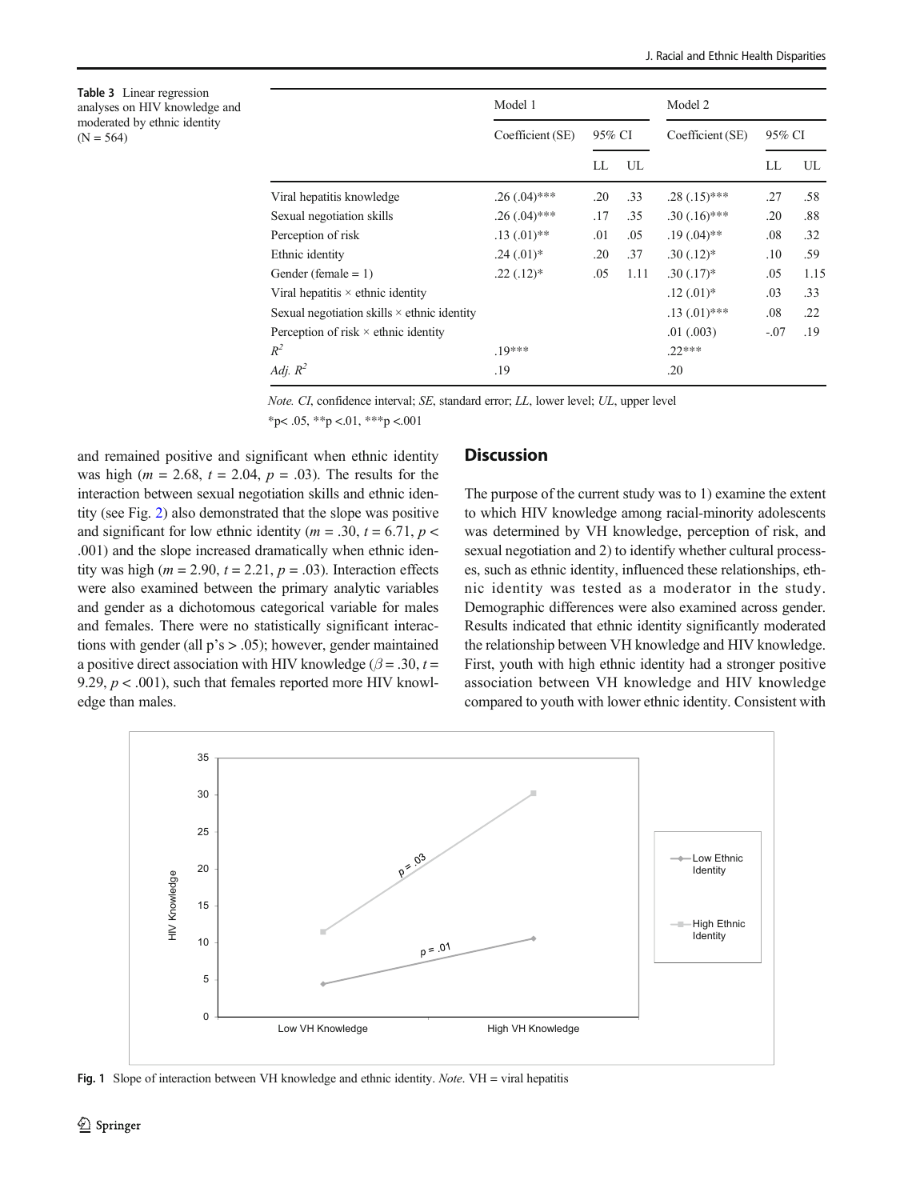**Table 3** Linear regression analyses on HIV knowledge and moderated by ethnic identity (N = 564)

| | Model 1 | | | Model 2 | | |
|---|---|---|---|---|---|---|
| | Coefficient (SE) | 95% CI | | Coefficient (SE) | 95% CI | |
| | | LL | UL | | LL | UL |
| Viral hepatitis knowledge | .26 (.04)*** | .20 | .33 | .28 (.15)*** | .27 | .58 |
| Sexual negotiation skills | .26 (.04)*** | .17 | .35 | .30 (.16)*** | .20 | .88 |
| Perception of risk | .13 (.01)** | .01 | .05 | .19 (.04)** | .08 | .32 |
| Ethnic identity | .24 (.01)* | .20 | .37 | .30 (.12)* | .10 | .59 |
| Gender (female = 1) | .22 (.12)* | .05 | 1.11 | .30 (.17)* | .05 | 1.15 |
| Viral hepatitis × ethnic identity | | | | .12 (.01)* | .03 | .33 |
| Sexual negotiation skills × ethnic identity | | | | .13 (.01)*** | .08 | .22 |
| Perception of risk × ethnic identity | | | | .01 (.003) | -.07 | .19 |
| $R^2$ | .19*** | | | .22*** | | |
| *Adj.* $R^2$ | .19 | | | .20 | | |

*Note. CI*, confidence interval; *SE*, standard error; *LL*, lower level; *UL*, upper level

*p< .05, **p <.01, ***p <.001

and remained positive and significant when ethnic identity was high ($m = 2.68$, $t = 2.04$, $p = .03$). The results for the interaction between sexual negotiation skills and ethnic identity (see Fig. 2) also demonstrated that the slope was positive and significant for low ethnic identity ($m = .30$, $t = 6.71$, $p < .001$) and the slope increased dramatically when ethnic identity was high ($m = 2.90$, $t = 2.21$, $p = .03$). Interaction effects were also examined between the primary analytic variables and gender as a dichotomous categorical variable for males and females. There were no statistically significant interactions with gender (all p's > .05); however, gender maintained a positive direct association with HIV knowledge ($\beta = .30$, $t = 9.29$, $p < .001$), such that females reported more HIV knowledge than males.

## Discussion

The purpose of the current study was to 1) examine the extent to which HIV knowledge among racial-minority adolescents was determined by VH knowledge, perception of risk, and sexual negotiation and 2) to identify whether cultural processes, such as ethnic identity, influenced these relationships, ethnic identity was tested as a moderator in the study. Demographic differences were also examined across gender. Results indicated that ethnic identity significantly moderated the relationship between VH knowledge and HIV knowledge. First, youth with high ethnic identity had a stronger positive association between VH knowledge and HIV knowledge compared to youth with lower ethnic identity. Consistent with

**Fig. 1** Slope of interaction between VH knowledge and ethnic identity. *Note*. VH = viral hepatitis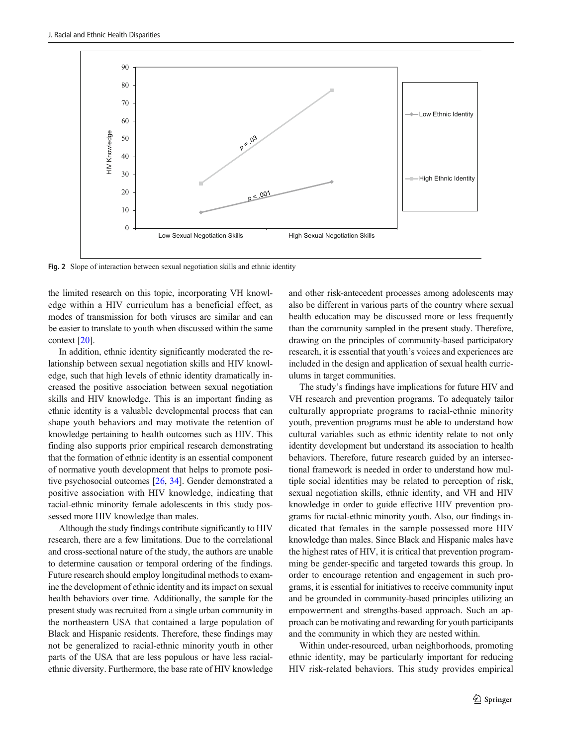Fig. 2 Slope of interaction between sexual negotiation skills and ethnic identity

the limited research on this topic, incorporating VH knowledge within a HIV curriculum has a beneficial effect, as modes of transmission for both viruses are similar and can be easier to translate to youth when discussed within the same context [20].

In addition, ethnic identity significantly moderated the relationship between sexual negotiation skills and HIV knowledge, such that high levels of ethnic identity dramatically increased the positive association between sexual negotiation skills and HIV knowledge. This is an important finding as ethnic identity is a valuable developmental process that can shape youth behaviors and may motivate the retention of knowledge pertaining to health outcomes such as HIV. This finding also supports prior empirical research demonstrating that the formation of ethnic identity is an essential component of normative youth development that helps to promote positive psychosocial outcomes [26, 34]. Gender demonstrated a positive association with HIV knowledge, indicating that racial-ethnic minority female adolescents in this study possessed more HIV knowledge than males.

Although the study findings contribute significantly to HIV research, there are a few limitations. Due to the correlational and cross-sectional nature of the study, the authors are unable to determine causation or temporal ordering of the findings. Future research should employ longitudinal methods to examine the development of ethnic identity and its impact on sexual health behaviors over time. Additionally, the sample for the present study was recruited from a single urban community in the northeastern USA that contained a large population of Black and Hispanic residents. Therefore, these findings may not be generalized to racial-ethnic minority youth in other parts of the USA that are less populous or have less racial-ethnic diversity. Furthermore, the base rate of HIV knowledge and other risk-antecedent processes among adolescents may also be different in various parts of the country where sexual health education may be discussed more or less frequently than the community sampled in the present study. Therefore, drawing on the principles of community-based participatory research, it is essential that youth's voices and experiences are included in the design and application of sexual health curriculums in target communities.

The study's findings have implications for future HIV and VH research and prevention programs. To adequately tailor culturally appropriate programs to racial-ethnic minority youth, prevention programs must be able to understand how cultural variables such as ethnic identity relate to not only identity development but understand its association to health behaviors. Therefore, future research guided by an intersectional framework is needed in order to understand how multiple social identities may be related to perception of risk, sexual negotiation skills, ethnic identity, and VH and HIV knowledge in order to guide effective HIV prevention programs for racial-ethnic minority youth. Also, our findings indicated that females in the sample possessed more HIV knowledge than males. Since Black and Hispanic males have the highest rates of HIV, it is critical that prevention programming be gender-specific and targeted towards this group. In order to encourage retention and engagement in such programs, it is essential for initiatives to receive community input and be grounded in community-based principles utilizing an empowerment and strengths-based approach. Such an approach can be motivating and rewarding for youth participants and the community in which they are nested within.

Within under-resourced, urban neighborhoods, promoting ethnic identity, may be particularly important for reducing HIV risk-related behaviors. This study provides empirical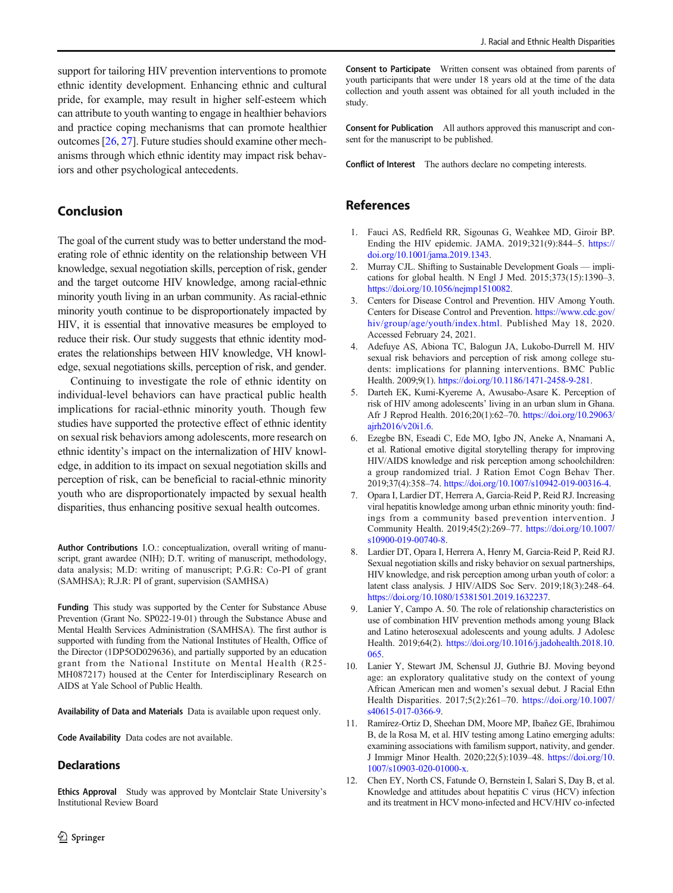support for tailoring HIV prevention interventions to promote ethnic identity development. Enhancing ethnic and cultural pride, for example, may result in higher self-esteem which can attribute to youth wanting to engage in healthier behaviors and practice coping mechanisms that can promote healthier outcomes [26, 27]. Future studies should examine other mechanisms through which ethnic identity may impact risk behaviors and other psychological antecedents.

## Conclusion

The goal of the current study was to better understand the moderating role of ethnic identity on the relationship between VH knowledge, sexual negotiation skills, perception of risk, gender and the target outcome HIV knowledge, among racial-ethnic minority youth living in an urban community. As racial-ethnic minority youth continue to be disproportionately impacted by HIV, it is essential that innovative measures be employed to reduce their risk. Our study suggests that ethnic identity moderates the relationships between HIV knowledge, VH knowledge, sexual negotiations skills, perception of risk, and gender.

Continuing to investigate the role of ethnic identity on individual-level behaviors can have practical public health implications for racial-ethnic minority youth. Though few studies have supported the protective effect of ethnic identity on sexual risk behaviors among adolescents, more research on ethnic identity's impact on the internalization of HIV knowledge, in addition to its impact on sexual negotiation skills and perception of risk, can be beneficial to racial-ethnic minority youth who are disproportionately impacted by sexual health disparities, thus enhancing positive sexual health outcomes.

**Author Contributions** I.O.: conceptualization, overall writing of manuscript, grant awardee (NIH); D.T. writing of manuscript, methodology, data analysis; M.D: writing of manuscript; P.G.R: Co-PI of grant (SAMHSA); R.J.R: PI of grant, supervision (SAMHSA)

**Funding** This study was supported by the Center for Substance Abuse Prevention (Grant No. SP022-19-01) through the Substance Abuse and Mental Health Services Administration (SAMHSA). The first author is supported with funding from the National Institutes of Health, Office of the Director (1DP5OD029636), and partially supported by an education grant from the National Institute on Mental Health (R25-MH087217) housed at the Center for Interdisciplinary Research on AIDS at Yale School of Public Health.

**Availability of Data and Materials** Data is available upon request only.

**Code Availability** Data codes are not available.

## Declarations

**Ethics Approval** Study was approved by Montclair State University's Institutional Review Board

**Consent to Participate** Written consent was obtained from parents of youth participants that were under 18 years old at the time of the data collection and youth assent was obtained for all youth included in the study.

**Consent for Publication** All authors approved this manuscript and consent for the manuscript to be published.

**Conflict of Interest** The authors declare no competing interests.

## References

1. Fauci AS, Redfield RR, Sigounas G, Weahkee MD, Giroir BP. Ending the HIV epidemic. JAMA. 2019;321(9):844–5. https://doi.org/10.1001/jama.2019.1343.
2. Murray CJL. Shifting to Sustainable Development Goals — implications for global health. N Engl J Med. 2015;373(15):1390–3. https://doi.org/10.1056/nejmp1510082.
3. Centers for Disease Control and Prevention. HIV Among Youth. Centers for Disease Control and Prevention. https://www.cdc.gov/hiv/group/age/youth/index.html. Published May 18, 2020. Accessed February 24, 2021.
4. Adefuye AS, Abiona TC, Balogun JA, Lukobo-Durrell M. HIV sexual risk behaviors and perception of risk among college students: implications for planning interventions. BMC Public Health. 2009;9(1). https://doi.org/10.1186/1471-2458-9-281.
5. Darteh EK, Kumi-Kyereme A, Awusabo-Asare K. Perception of risk of HIV among adolescents' living in an urban slum in Ghana. Afr J Reprod Health. 2016;20(1):62–70. https://doi.org/10.29063/ajrh2016/v20i1.6.
6. Ezegbe BN, Eseadi C, Ede MO, Igbo JN, Aneke A, Nnamani A, et al. Rational emotive digital storytelling therapy for improving HIV/AIDS knowledge and risk perception among schoolchildren: a group randomized trial. J Ration Emot Cogn Behav Ther. 2019;37(4):358–74. https://doi.org/10.1007/s10942-019-00316-4.
7. Opara I, Lardier DT, Herrera A, Garcia-Reid P, Reid RJ. Increasing viral hepatitis knowledge among urban ethnic minority youth: findings from a community based prevention intervention. J Community Health. 2019;45(2):269–77. https://doi.org/10.1007/s10900-019-00740-8.
8. Lardier DT, Opara I, Herrera A, Henry M, Garcia-Reid P, Reid RJ. Sexual negotiation skills and risky behavior on sexual partnerships, HIV knowledge, and risk perception among urban youth of color: a latent class analysis. J HIV/AIDS Soc Serv. 2019;18(3):248–64. https://doi.org/10.1080/15381501.2019.1632237.
9. Lanier Y, Campo A. 50. The role of relationship characteristics on use of combination HIV prevention methods among young Black and Latino heterosexual adolescents and young adults. J Adolesc Health. 2019;64(2). https://doi.org/10.1016/j.jadohealth.2018.10.065.
10. Lanier Y, Stewart JM, Schensul JJ, Guthrie BJ. Moving beyond age: an exploratory qualitative study on the context of young African American men and women's sexual debut. J Racial Ethn Health Disparities. 2017;5(2):261–70. https://doi.org/10.1007/s40615-017-0366-9.
11. Ramírez-Ortiz D, Sheehan DM, Moore MP, Ibañez GE, Ibrahimou B, de la Rosa M, et al. HIV testing among Latino emerging adults: examining associations with familism support, nativity, and gender. J Immigr Minor Health. 2020;22(5):1039–48. https://doi.org/10.1007/s10903-020-01000-x.
12. Chen EY, North CS, Fatunde O, Bernstein I, Salari S, Day B, et al. Knowledge and attitudes about hepatitis C virus (HCV) infection and its treatment in HCV mono-infected and HCV/HIV co-infected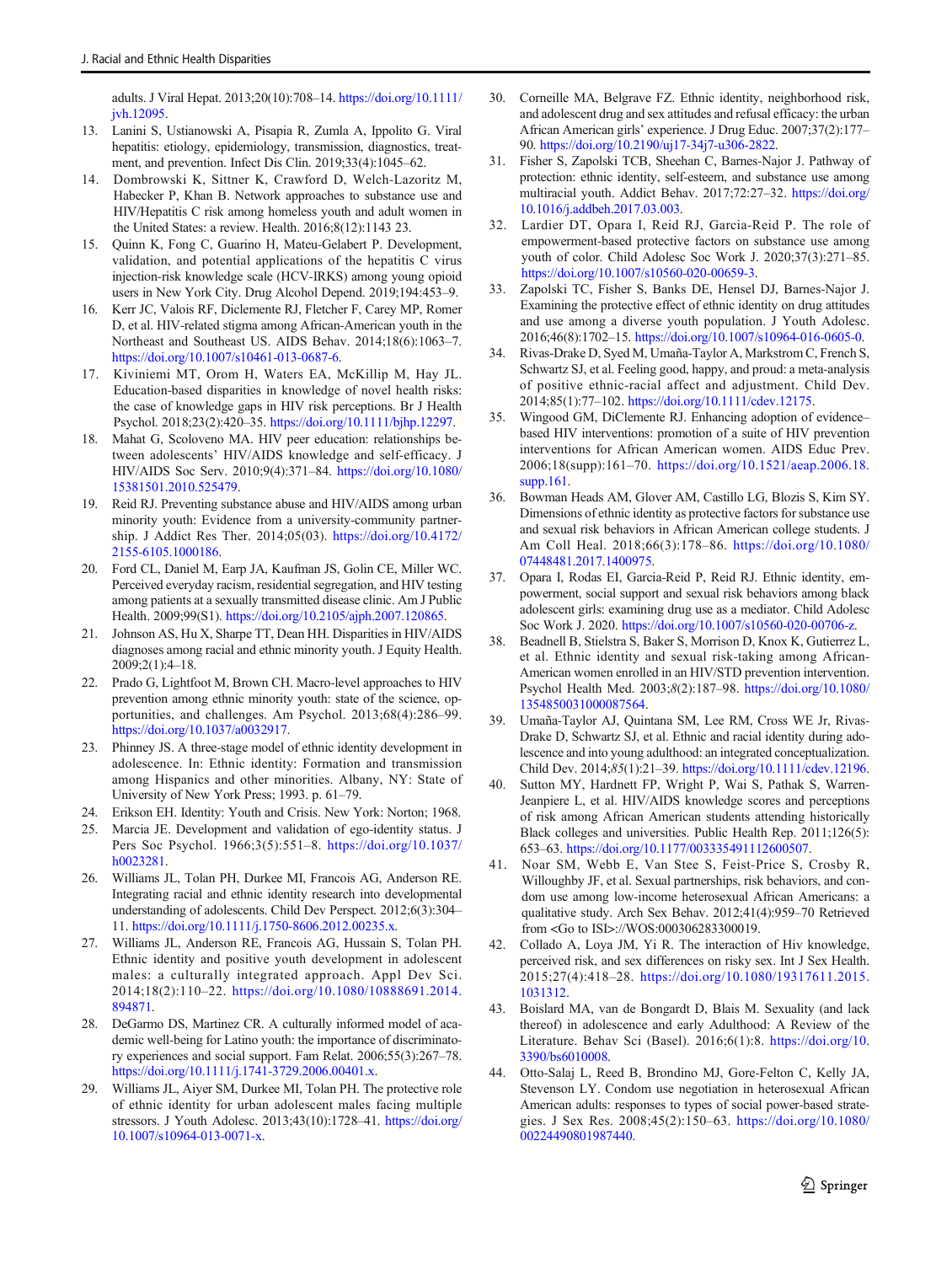adults. J Viral Hepat. 2013;20(10):708–14. https://doi.org/10.1111/jvh.12095.

13. Lanini S, Ustianowski A, Pisapia R, Zumla A, Ippolito G. Viral hepatitis: etiology, epidemiology, transmission, diagnostics, treatment, and prevention. Infect Dis Clin. 2019;33(4):1045–62.
14. Dombrowski K, Sittner K, Crawford D, Welch-Lazoritz M, Habecker P, Khan B. Network approaches to substance use and HIV/Hepatitis C risk among homeless youth and adult women in the United States: a review. Health. 2016;8(12):1143 23.
15. Quinn K, Fong C, Guarino H, Mateu-Gelabert P. Development, validation, and potential applications of the hepatitis C virus injection-risk knowledge scale (HCV-IRKS) among young opioid users in New York City. Drug Alcohol Depend. 2019;194:453–9.
16. Kerr JC, Valois RF, Diclemente RJ, Fletcher F, Carey MP, Romer D, et al. HIV-related stigma among African-American youth in the Northeast and Southeast US. AIDS Behav. 2014;18(6):1063–7. https://doi.org/10.1007/s10461-013-0687-6.
17. Kiviniemi MT, Orom H, Waters EA, McKillip M, Hay JL. Education-based disparities in knowledge of novel health risks: the case of knowledge gaps in HIV risk perceptions. Br J Health Psychol. 2018;23(2):420–35. https://doi.org/10.1111/bjhp.12297.
18. Mahat G, Scoloveno MA. HIV peer education: relationships between adolescents' HIV/AIDS knowledge and self-efficacy. J HIV/AIDS Soc Serv. 2010;9(4):371–84. https://doi.org/10.1080/15381501.2010.525479.
19. Reid RJ. Preventing substance abuse and HIV/AIDS among urban minority youth: Evidence from a university-community partnership. J Addict Res Ther. 2014;05(03). https://doi.org/10.4172/2155-6105.1000186.
20. Ford CL, Daniel M, Earp JA, Kaufman JS, Golin CE, Miller WC. Perceived everyday racism, residential segregation, and HIV testing among patients at a sexually transmitted disease clinic. Am J Public Health. 2009;99(S1). https://doi.org/10.2105/ajph.2007.120865.
21. Johnson AS, Hu X, Sharpe TT, Dean HH. Disparities in HIV/AIDS diagnoses among racial and ethnic minority youth. J Equity Health. 2009;2(1):4–18.
22. Prado G, Lightfoot M, Brown CH. Macro-level approaches to HIV prevention among ethnic minority youth: state of the science, opportunities, and challenges. Am Psychol. 2013;68(4):286–99. https://doi.org/10.1037/a0032917.
23. Phinney JS. A three-stage model of ethnic identity development in adolescence. In: Ethnic identity: Formation and transmission among Hispanics and other minorities. Albany, NY: State of University of New York Press; 1993. p. 61–79.
24. Erikson EH. Identity: Youth and Crisis. New York: Norton; 1968.
25. Marcia JE. Development and validation of ego-identity status. J Pers Soc Psychol. 1966;3(5):551–8. https://doi.org/10.1037/h0023281.
26. Williams JL, Tolan PH, Durkee MI, Francois AG, Anderson RE. Integrating racial and ethnic identity research into developmental understanding of adolescents. Child Dev Perspect. 2012;6(3):304–11. https://doi.org/10.1111/j.1750-8606.2012.00235.x.
27. Williams JL, Anderson RE, Francois AG, Hussain S, Tolan PH. Ethnic identity and positive youth development in adolescent males: a culturally integrated approach. Appl Dev Sci. 2014;18(2):110–22. https://doi.org/10.1080/10888691.2014.894871.
28. DeGarmo DS, Martinez CR. A culturally informed model of academic well-being for Latino youth: the importance of discriminatory experiences and social support. Fam Relat. 2006;55(3):267–78. https://doi.org/10.1111/j.1741-3729.2006.00401.x.
29. Williams JL, Aiyer SM, Durkee MI, Tolan PH. The protective role of ethnic identity for urban adolescent males facing multiple stressors. J Youth Adolesc. 2013;43(10):1728–41. https://doi.org/10.1007/s10964-013-0071-x.
30. Corneille MA, Belgrave FZ. Ethnic identity, neighborhood risk, and adolescent drug and sex attitudes and refusal efficacy: the urban African American girls' experience. J Drug Educ. 2007;37(2):177–90. https://doi.org/10.2190/uj17-34j7-u306-2822.
31. Fisher S, Zapolski TCB, Sheehan C, Barnes-Najor J. Pathway of protection: ethnic identity, self-esteem, and substance use among multiracial youth. Addict Behav. 2017;72:27–32. https://doi.org/10.1016/j.addbeh.2017.03.003.
32. Lardier DT, Opara I, Reid RJ, Garcia-Reid P. The role of empowerment-based protective factors on substance use among youth of color. Child Adolesc Soc Work J. 2020;37(3):271–85. https://doi.org/10.1007/s10560-020-00659-3.
33. Zapolski TC, Fisher S, Banks DE, Hensel DJ, Barnes-Najor J. Examining the protective effect of ethnic identity on drug attitudes and use among a diverse youth population. J Youth Adolesc. 2016;46(8):1702–15. https://doi.org/10.1007/s10964-016-0605-0.
34. Rivas-Drake D, Syed M, Umaña-Taylor A, Markstrom C, French S, Schwartz SJ, et al. Feeling good, happy, and proud: a meta-analysis of positive ethnic-racial affect and adjustment. Child Dev. 2014;85(1):77–102. https://doi.org/10.1111/cdev.12175.
35. Wingood GM, DiClemente RJ. Enhancing adoption of evidence–based HIV interventions: promotion of a suite of HIV prevention interventions for African American women. AIDS Educ Prev. 2006;18(supp):161–70. https://doi.org/10.1521/aeap.2006.18.supp.161.
36. Bowman Heads AM, Glover AM, Castillo LG, Blozis S, Kim SY. Dimensions of ethnic identity as protective factors for substance use and sexual risk behaviors in African American college students. J Am Coll Heal. 2018;66(3):178–86. https://doi.org/10.1080/07448481.2017.1400975.
37. Opara I, Rodas EI, Garcia-Reid P, Reid RJ. Ethnic identity, empowerment, social support and sexual risk behaviors among black adolescent girls: examining drug use as a mediator. Child Adolesc Soc Work J. 2020. https://doi.org/10.1007/s10560-020-00706-z.
38. Beadnell B, Stielstra S, Baker S, Morrison D, Knox K, Gutierrez L, et al. Ethnic identity and sexual risk-taking among African-American women enrolled in an HIV/STD prevention intervention. Psychol Health Med. 2003;8(2):187–98. https://doi.org/10.1080/1354850031000087564.
39. Umaña-Taylor AJ, Quintana SM, Lee RM, Cross WE Jr, Rivas-Drake D, Schwartz SJ, et al. Ethnic and racial identity during adolescence and into young adulthood: an integrated conceptualization. Child Dev. 2014;85(1):21–39. https://doi.org/10.1111/cdev.12196.
40. Sutton MY, Hardnett FP, Wright P, Wai S, Pathak S, Warren-Jeanpiere L, et al. HIV/AIDS knowledge scores and perceptions of risk among African American students attending historically Black colleges and universities. Public Health Rep. 2011;126(5):653–63. https://doi.org/10.1177/003335491112600507.
41. Noar SM, Webb E, Van Stee S, Feist-Price S, Crosby R, Willoughby JF, et al. Sexual partnerships, risk behaviors, and condom use among low-income heterosexual African Americans: a qualitative study. Arch Sex Behav. 2012;41(4):959–70 Retrieved from <Go to ISI>://WOS:000306283300019.
42. Collado A, Loya JM, Yi R. The interaction of Hiv knowledge, perceived risk, and sex differences on risky sex. Int J Sex Health. 2015;27(4):418–28. https://doi.org/10.1080/19317611.2015.1031312.
43. Boislard MA, van de Bongardt D, Blais M. Sexuality (and lack thereof) in adolescence and early Adulthood: A Review of the Literature. Behav Sci (Basel). 2016;6(1):8. https://doi.org/10.3390/bs6010008.
44. Otto-Salaj L, Reed B, Brondino MJ, Gore-Felton C, Kelly JA, Stevenson LY. Condom use negotiation in heterosexual African American adults: responses to types of social power-based strategies. J Sex Res. 2008;45(2):150–63. https://doi.org/10.1080/00224490801987440.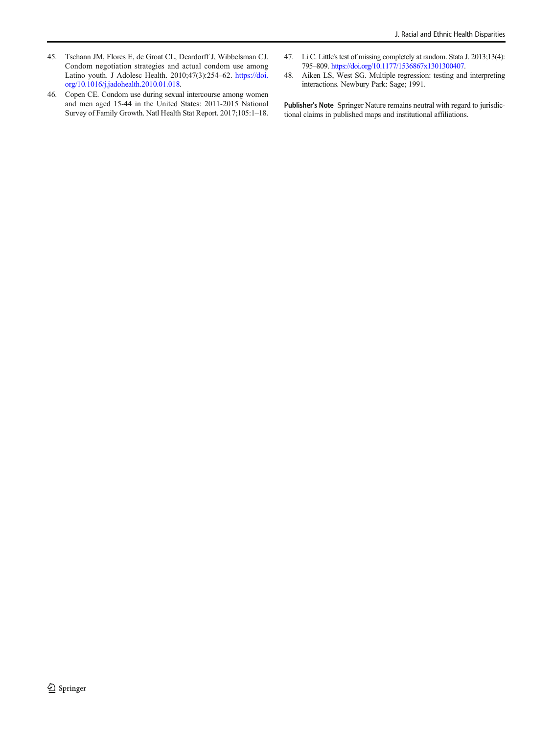45. Tschann JM, Flores E, de Groat CL, Deardorff J, Wibbelsman CJ. Condom negotiation strategies and actual condom use among Latino youth. J Adolesc Health. 2010;47(3):254–62. https://doi.org/10.1016/j.jadohealth.2010.01.018.
46. Copen CE. Condom use during sexual intercourse among women and men aged 15-44 in the United States: 2011-2015 National Survey of Family Growth. Natl Health Stat Report. 2017;105:1–18.
47. Li C. Little's test of missing completely at random. Stata J. 2013;13(4): 795–809. https://doi.org/10.1177/1536867x1301300407.
48. Aiken LS, West SG. Multiple regression: testing and interpreting interactions. Newbury Park: Sage; 1991.

**Publisher's Note** Springer Nature remains neutral with regard to jurisdictional claims in published maps and institutional affiliations.